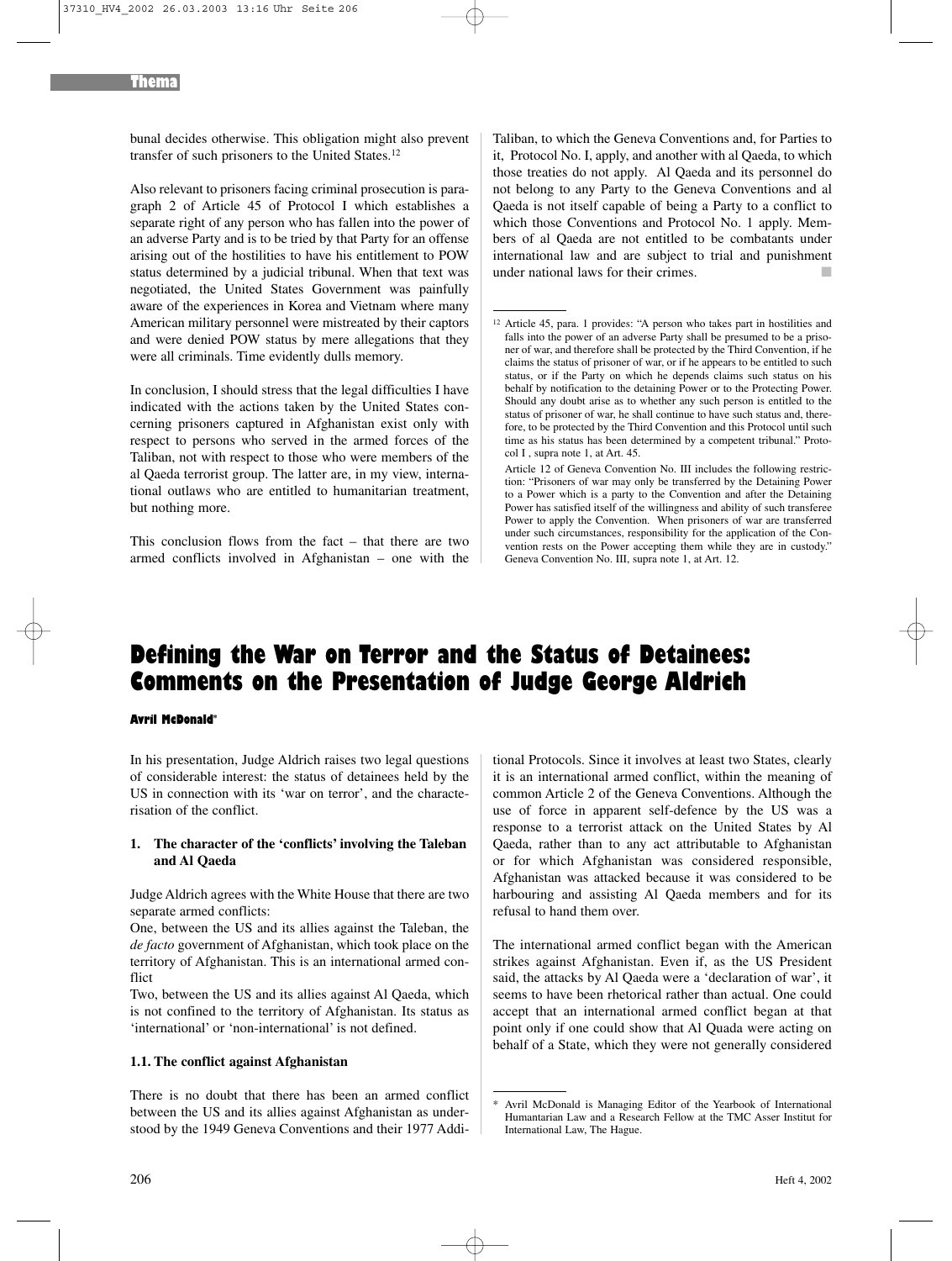bunal decides otherwise. This obligation might also prevent transfer of such prisoners to the United States.[12]

Also relevant to prisoners facing criminal prosecution is paragraph 2 of Article 45 of Protocol I which establishes a separate right of any person who has fallen into the power of an adverse Party and is to be tried by that Party for an offense arising out of the hostilities to have his entitlement to POW status determined by a judicial tribunal. When that text was negotiated, the United States Government was painfully aware of the experiences in Korea and Vietnam where many American military personnel were mistreated by their captors and were denied POW status by mere allegations that they were all criminals. Time evidently dulls memory.

In conclusion, I should stress that the legal difficulties I have indicated with the actions taken by the United States concerning prisoners captured in Afghanistan exist only with respect to persons who served in the armed forces of the Taliban, not with respect to those who were members of the al Qaeda terrorist group. The latter are, in my view, international outlaws who are entitled to humanitarian treatment, but nothing more.

This conclusion flows from the fact – that there are two armed conflicts involved in Afghanistan – one with the Taliban, to which the Geneva Conventions and, for Parties to it, Protocol No. I, apply, and another with al Qaeda, to which those treaties do not apply. Al Qaeda and its personnel do not belong to any Party to the Geneva Conventions and al Qaeda is not itself capable of being a Party to a conflict to which those Conventions and Protocol No. 1 apply. Members of al Qaeda are not entitled to be combatants under international law and are subject to trial and punishment under national laws for their crimes.

[12] Article 45, para. 1 provides: "A person who takes part in hostilities and falls into the power of an adverse Party shall be presumed to be a prisoner of war, and therefore shall be protected by the Third Convention, if he claims the status of prisoner of war, or if he appears to be entitled to such status, or if the Party on which he depends claims such status on his behalf by notification to the detaining Power or to the Protecting Power. Should any doubt arise as to whether any such person is entitled to the status of prisoner of war, he shall continue to have such status and, therefore, to be protected by the Third Convention and this Protocol until such time as his status has been determined by a competent tribunal." Protocol I , supra note 1, at Art. 45.

Article 12 of Geneva Convention No. III includes the following restriction: "Prisoners of war may only be transferred by the Detaining Power to a Power which is a party to the Convention and after the Detaining Power has satisfied itself of the willingness and ability of such transferee Power to apply the Convention. When prisoners of war are transferred under such circumstances, responsibility for the application of the Convention rests on the Power accepting them while they are in custody." Geneva Convention No. III, supra note 1, at Art. 12.

# Defining the War on Terror and the Status of Detainees: Comments on the Presentation of Judge George Aldrich

**Avril McDonald***

In his presentation, Judge Aldrich raises two legal questions of considerable interest: the status of detainees held by the US in connection with its 'war on terror', and the characterisation of the conflict.

## 1. The character of the 'conflicts' involving the Taleban and Al Qaeda

Judge Aldrich agrees with the White House that there are two separate armed conflicts:

One, between the US and its allies against the Taleban, the *de facto* government of Afghanistan, which took place on the territory of Afghanistan. This is an international armed conflict

Two, between the US and its allies against Al Qaeda, which is not confined to the territory of Afghanistan. Its status as 'international' or 'non-international' is not defined.

### 1.1. The conflict against Afghanistan

There is no doubt that there has been an armed conflict between the US and its allies against Afghanistan as understood by the 1949 Geneva Conventions and their 1977 Additional Protocols. Since it involves at least two States, clearly it is an international armed conflict, within the meaning of common Article 2 of the Geneva Conventions. Although the use of force in apparent self-defence by the US was a response to a terrorist attack on the United States by Al Qaeda, rather than to any act attributable to Afghanistan or for which Afghanistan was considered responsible, Afghanistan was attacked because it was considered to be harbouring and assisting Al Qaeda members and for its refusal to hand them over.

The international armed conflict began with the American strikes against Afghanistan. Even if, as the US President said, the attacks by Al Qaeda were a 'declaration of war', it seems to have been rhetorical rather than actual. One could accept that an international armed conflict began at that point only if one could show that Al Quada were acting on behalf of a State, which they were not generally considered

\* Avril McDonald is Managing Editor of the Yearbook of International Humanitarian Law and a Research Fellow at the TMC Asser Institut for International Law, The Hague.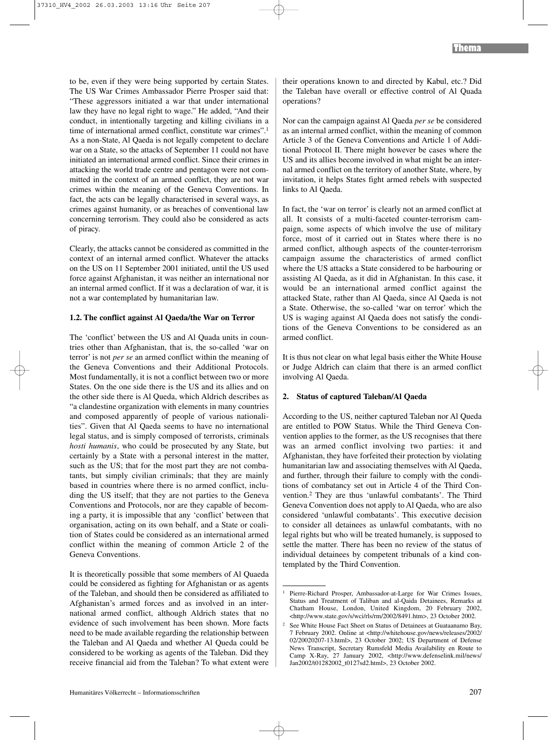to be, even if they were being supported by certain States. The US War Crimes Ambassador Pierre Prosper said that: "These aggressors initiated a war that under international law they have no legal right to wage." He added, "And their conduct, in intentionally targeting and killing civilians in a time of international armed conflict, constitute war crimes".[1] As a non-State, Al Qaeda is not legally competent to declare war on a State, so the attacks of September 11 could not have initiated an international armed conflict. Since their crimes in attacking the world trade centre and pentagon were not committed in the context of an armed conflict, they are not war crimes within the meaning of the Geneva Conventions. In fact, the acts can be legally characterised in several ways, as crimes against humanity, or as breaches of conventional law concerning terrorism. They could also be considered as acts of piracy.

Clearly, the attacks cannot be considered as committed in the context of an internal armed conflict. Whatever the attacks on the US on 11 September 2001 initiated, until the US used force against Afghanistan, it was neither an international nor an internal armed conflict. If it was a declaration of war, it is not a war contemplated by humanitarian law.

### 1.2. The conflict against Al Qaeda/the War on Terror

The 'conflict' between the US and Al Quada units in countries other than Afghanistan, that is, the so-called 'war on terror' is not *per se* an armed conflict within the meaning of the Geneva Conventions and their Additional Protocols. Most fundamentally, it is not a conflict between two or more States. On the one side there is the US and its allies and on the other side there is Al Queda, which Aldrich describes as "a clandestine organization with elements in many countries and composed apparently of people of various nationalities". Given that Al Qaeda seems to have no international legal status, and is simply composed of terrorists, criminals *hosti humanis*, who could be prosecuted by any State, but certainly by a State with a personal interest in the matter, such as the US; that for the most part they are not combatants, but simply civilian criminals; that they are mainly based in countries where there is no armed conflict, including the US itself; that they are not parties to the Geneva Conventions and Protocols, nor are they capable of becoming a party, it is impossible that any 'conflict' between that organisation, acting on its own behalf, and a State or coalition of States could be considered as an international armed conflict within the meaning of common Article 2 of the Geneva Conventions.

It is theoretically possible that some members of Al Quaeda could be considered as fighting for Afghanistan or as agents of the Taleban, and should then be considered as affiliated to Afghanistan's armed forces and as involved in an international armed conflict, although Aldrich states that no evidence of such involvement has been shown. More facts need to be made available regarding the relationship between the Taleban and Al Qaeda and whether Al Queda could be considered to be working as agents of the Taleban. Did they receive financial aid from the Taleban? To what extent were their operations known to and directed by Kabul, etc.? Did the Taleban have overall or effective control of Al Quada operations?

Nor can the campaign against Al Qaeda *per se* be considered as an internal armed conflict, within the meaning of common Article 3 of the Geneva Conventions and Article 1 of Additional Protocol II. There might however be cases where the US and its allies become involved in what might be an internal armed conflict on the territory of another State, where, by invitation, it helps States fight armed rebels with suspected links to Al Qaeda.

In fact, the 'war on terror' is clearly not an armed conflict at all. It consists of a multi-faceted counter-terrorism campaign, some aspects of which involve the use of military force, most of it carried out in States where there is no armed conflict, although aspects of the counter-terrorism campaign assume the characteristics of armed conflict where the US attacks a State considered to be harbouring or assisting Al Qaeda, as it did in Afghanistan. In this case, it would be an international armed conflict against the attacked State, rather than Al Qaeda, since Al Qaeda is not a State. Otherwise, the so-called 'war on terror' which the US is waging against Al Qaeda does not satisfy the conditions of the Geneva Conventions to be considered as an armed conflict.

It is thus not clear on what legal basis either the White House or Judge Aldrich can claim that there is an armed conflict involving Al Qaeda.

## 2. Status of captured Taleban/Al Qaeda

According to the US, neither captured Taleban nor Al Queda are entitled to POW Status. While the Third Geneva Convention applies to the former, as the US recognises that there was an armed conflict involving two parties: it and Afghanistan, they have forfeited their protection by violating humanitarian law and associating themselves with Al Qaeda, and further, through their failure to comply with the conditions of combatancy set out in Article 4 of the Third Convention.[2] They are thus 'unlawful combatants'. The Third Geneva Convention does not apply to Al Qaeda, who are also considered 'unlawful combatants'. This executive decision to consider all detainees as unlawful combatants, with no legal rights but who will be treated humanely, is supposed to settle the matter. There has been no review of the status of individual detainees by competent tribunals of a kind contemplated by the Third Convention.

---

[1] Pierre-Richard Prosper, Ambassador-at-Large for War Crimes Issues, Status and Treatment of Taliban and al-Qaida Detainees, Remarks at Chatham House, London, United Kingdom, 20 February 2002, <http://www.state.gov/s/wci/rls/rm/2002/8491.htm>, 23 October 2002.

[2] See White House Fact Sheet on Status of Detainees at Guataanamo Bay, 7 February 2002. Online at <http://whitehouse.gov/news/releases/2002/02/20020207-13.html>, 23 October 2002; US Department of Defense News Transcript, Secretary Rumsfeld Media Availability en Route to Camp X-Ray, 27 January 2002, <http://www.defenselink.mil/news/Jan2002/t01282002_t0127sd2.html>, 23 October 2002.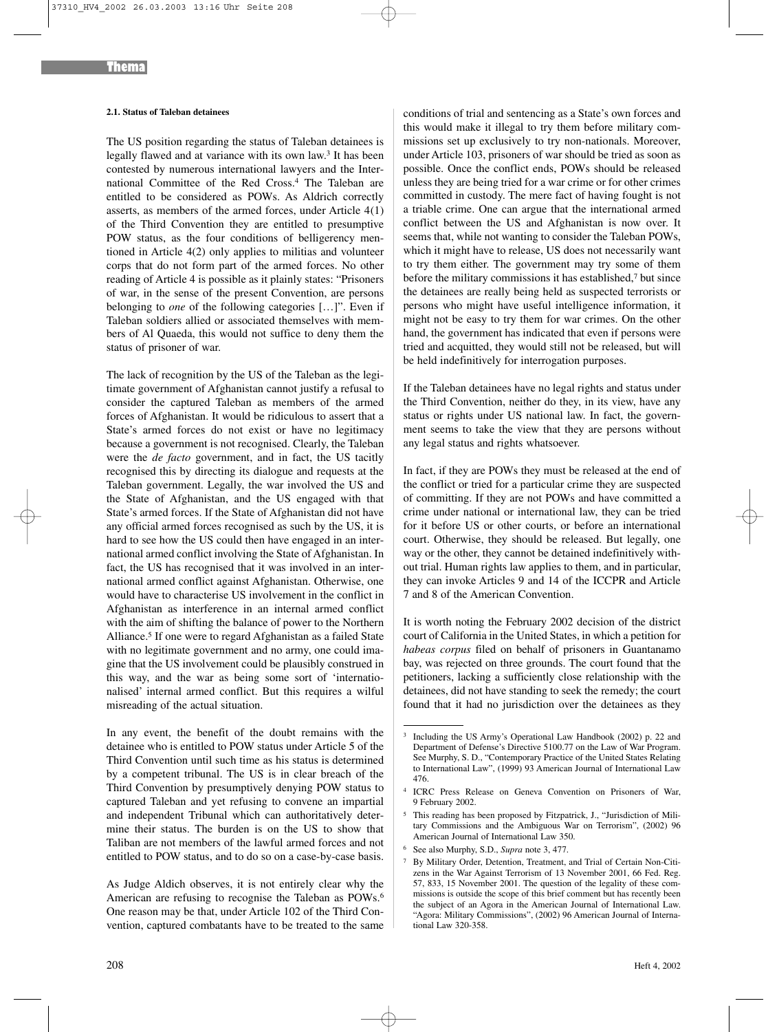#### 2.1. Status of Taleban detainees

The US position regarding the status of Taleban detainees is legally flawed and at variance with its own law.[3] It has been contested by numerous international lawyers and the International Committee of the Red Cross.[4] The Taleban are entitled to be considered as POWs. As Aldrich correctly asserts, as members of the armed forces, under Article 4(1) of the Third Convention they are entitled to presumptive POW status, as the four conditions of belligerency mentioned in Article 4(2) only applies to militias and volunteer corps that do not form part of the armed forces. No other reading of Article 4 is possible as it plainly states: "Prisoners of war, in the sense of the present Convention, are persons belonging to *one* of the following categories […]". Even if Taleban soldiers allied or associated themselves with members of Al Quaeda, this would not suffice to deny them the status of prisoner of war.

The lack of recognition by the US of the Taleban as the legitimate government of Afghanistan cannot justify a refusal to consider the captured Taleban as members of the armed forces of Afghanistan. It would be ridiculous to assert that a State's armed forces do not exist or have no legitimacy because a government is not recognised. Clearly, the Taleban were the *de facto* government, and in fact, the US tacitly recognised this by directing its dialogue and requests at the Taleban government. Legally, the war involved the US and the State of Afghanistan, and the US engaged with that State's armed forces. If the State of Afghanistan did not have any official armed forces recognised as such by the US, it is hard to see how the US could then have engaged in an international armed conflict involving the State of Afghanistan. In fact, the US has recognised that it was involved in an international armed conflict against Afghanistan. Otherwise, one would have to characterise US involvement in the conflict in Afghanistan as interference in an internal armed conflict with the aim of shifting the balance of power to the Northern Alliance.[5] If one were to regard Afghanistan as a failed State with no legitimate government and no army, one could imagine that the US involvement could be plausibly construed in this way, and the war as being some sort of 'internationalised' internal armed conflict. But this requires a wilful misreading of the actual situation.

In any event, the benefit of the doubt remains with the detainee who is entitled to POW status under Article 5 of the Third Convention until such time as his status is determined by a competent tribunal. The US is in clear breach of the Third Convention by presumptively denying POW status to captured Taleban and yet refusing to convene an impartial and independent Tribunal which can authoritatively determine their status. The burden is on the US to show that Taliban are not members of the lawful armed forces and not entitled to POW status, and to do so on a case-by-case basis.

As Judge Aldich observes, it is not entirely clear why the American are refusing to recognise the Taleban as POWs.[6] One reason may be that, under Article 102 of the Third Convention, captured combatants have to be treated to the same conditions of trial and sentencing as a State's own forces and this would make it illegal to try them before military commissions set up exclusively to try non-nationals. Moreover, under Article 103, prisoners of war should be tried as soon as possible. Once the conflict ends, POWs should be released unless they are being tried for a war crime or for other crimes committed in custody. The mere fact of having fought is not a triable crime. One can argue that the international armed conflict between the US and Afghanistan is now over. It seems that, while not wanting to consider the Taleban POWs, which it might have to release, US does not necessarily want to try them either. The government may try some of them before the military commissions it has established,[7] but since the detainees are really being held as suspected terrorists or persons who might have useful intelligence information, it might not be easy to try them for war crimes. On the other hand, the government has indicated that even if persons were tried and acquitted, they would still not be released, but will be held indefinitively for interrogation purposes.

If the Taleban detainees have no legal rights and status under the Third Convention, neither do they, in its view, have any status or rights under US national law. In fact, the government seems to take the view that they are persons without any legal status and rights whatsoever.

In fact, if they are POWs they must be released at the end of the conflict or tried for a particular crime they are suspected of committing. If they are not POWs and have committed a crime under national or international law, they can be tried for it before US or other courts, or before an international court. Otherwise, they should be released. But legally, one way or the other, they cannot be detained indefinitively without trial. Human rights law applies to them, and in particular, they can invoke Articles 9 and 14 of the ICCPR and Article 7 and 8 of the American Convention.

It is worth noting the February 2002 decision of the district court of California in the United States, in which a petition for *habeas corpus* filed on behalf of prisoners in Guantanamo bay, was rejected on three grounds. The court found that the petitioners, lacking a sufficiently close relationship with the detainees, did not have standing to seek the remedy; the court found that it had no jurisdiction over the detainees as they

---

[3] Including the US Army's Operational Law Handbook (2002) p. 22 and Department of Defense's Directive 5100.77 on the Law of War Program. See Murphy, S. D., "Contemporary Practice of the United States Relating to International Law", (1999) 93 American Journal of International Law 476.

[4] ICRC Press Release on Geneva Convention on Prisoners of War, 9 February 2002.

[5] This reading has been proposed by Fitzpatrick, J., "Jurisdiction of Military Commissions and the Ambiguous War on Terrorism", (2002) 96 American Journal of International Law 350.

[6] See also Murphy, S.D., *Supra* note 3, 477.

[7] By Military Order, Detention, Treatment, and Trial of Certain Non-Citizens in the War Against Terrorism of 13 November 2001, 66 Fed. Reg. 57, 833, 15 November 2001. The question of the legality of these commissions is outside the scope of this brief comment but has recently been the subject of an Agora in the American Journal of International Law. "Agora: Military Commissions", (2002) 96 American Journal of International Law 320-358.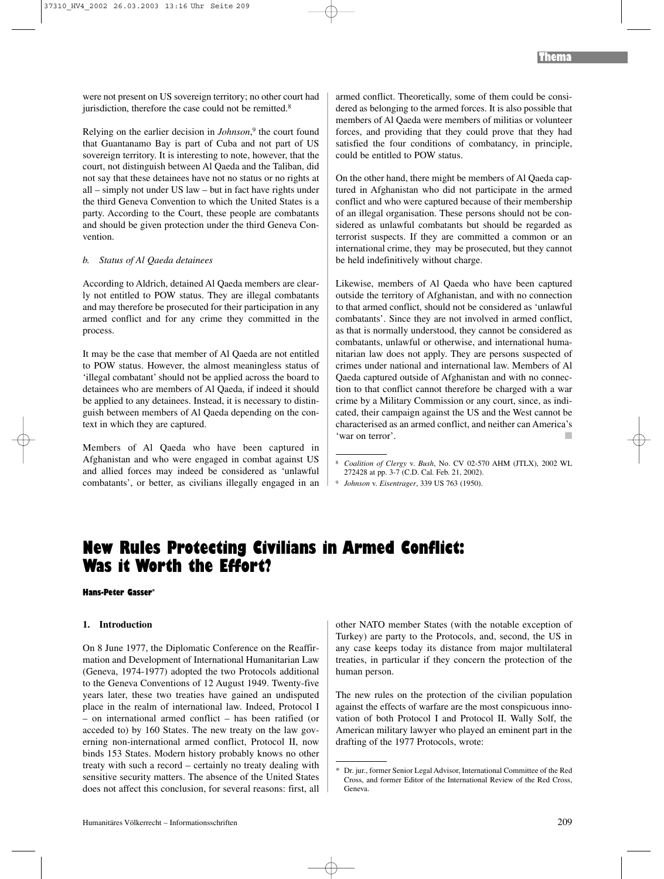were not present on US sovereign territory; no other court had jurisdiction, therefore the case could not be remitted.[8]

Relying on the earlier decision in *Johnson*,[9] the court found that Guantanamo Bay is part of Cuba and not part of US sovereign territory. It is interesting to note, however, that the court, not distinguish between Al Qaeda and the Taliban, did not say that these detainees have not no status or no rights at all – simply not under US law – but in fact have rights under the third Geneva Convention to which the United States is a party. According to the Court, these people are combatants and should be given protection under the third Geneva Convention.

*b. Status of Al Qaeda detainees*

According to Aldrich, detained Al Qaeda members are clearly not entitled to POW status. They are illegal combatants and may therefore be prosecuted for their participation in any armed conflict and for any crime they committed in the process.

It may be the case that member of Al Qaeda are not entitled to POW status. However, the almost meaningless status of 'illegal combatant' should not be applied across the board to detainees who are members of Al Qaeda, if indeed it should be applied to any detainees. Instead, it is necessary to distinguish between members of Al Qaeda depending on the context in which they are captured.

Members of Al Qaeda who have been captured in Afghanistan and who were engaged in combat against US and allied forces may indeed be considered as 'unlawful combatants', or better, as civilians illegally engaged in an armed conflict. Theoretically, some of them could be considered as belonging to the armed forces. It is also possible that members of Al Qaeda were members of militias or volunteer forces, and providing that they could prove that they had satisfied the four conditions of combatancy, in principle, could be entitled to POW status.

On the other hand, there might be members of Al Qaeda captured in Afghanistan who did not participate in the armed conflict and who were captured because of their membership of an illegal organisation. These persons should not be considered as unlawful combatants but should be regarded as terrorist suspects. If they are committed a common or an international crime, they may be prosecuted, but they cannot be held indefinitively without charge.

Likewise, members of Al Qaeda who have been captured outside the territory of Afghanistan, and with no connection to that armed conflict, should not be considered as 'unlawful combatants'. Since they are not involved in armed conflict, as that is normally understood, they cannot be considered as combatants, unlawful or otherwise, and international humanitarian law does not apply. They are persons suspected of crimes under national and international law. Members of Al Qaeda captured outside of Afghanistan and with no connection to that conflict cannot therefore be charged with a war crime by a Military Commission or any court, since, as indicated, their campaign against the US and the West cannot be characterised as an armed conflict, and neither can America's 'war on terror'. ■

[8] *Coalition of Clergy* v. *Bush*, No. CV 02-570 AHM (JTLX), 2002 WL 272428 at pp. 3-7 (C.D. Cal. Feb. 21, 2002).

[9] *Johnson* v. *Eisentrager*, 339 US 763 (1950).

# New Rules Protecting Civilians in Armed Conflict: Was it Worth the Effort?

**Hans-Peter Gasser***

## 1. Introduction

On 8 June 1977, the Diplomatic Conference on the Reaffirmation and Development of International Humanitarian Law (Geneva, 1974-1977) adopted the two Protocols additional to the Geneva Conventions of 12 August 1949. Twenty-five years later, these two treaties have gained an undisputed place in the realm of international law. Indeed, Protocol I – on international armed conflict – has been ratified (or acceded to) by 160 States. The new treaty on the law governing non-international armed conflict, Protocol II, now binds 153 States. Modern history probably knows no other treaty with such a record – certainly no treaty dealing with sensitive security matters. The absence of the United States does not affect this conclusion, for several reasons: first, all other NATO member States (with the notable exception of Turkey) are party to the Protocols, and, second, the US in any case keeps today its distance from major multilateral treaties, in particular if they concern the protection of the human person.

The new rules on the protection of the civilian population against the effects of warfare are the most conspicuous innovation of both Protocol I and Protocol II. Wally Solf, the American military lawyer who played an eminent part in the drafting of the 1977 Protocols, wrote:

\* Dr. jur., former Senior Legal Advisor, International Committee of the Red Cross, and former Editor of the International Review of the Red Cross, Geneva.